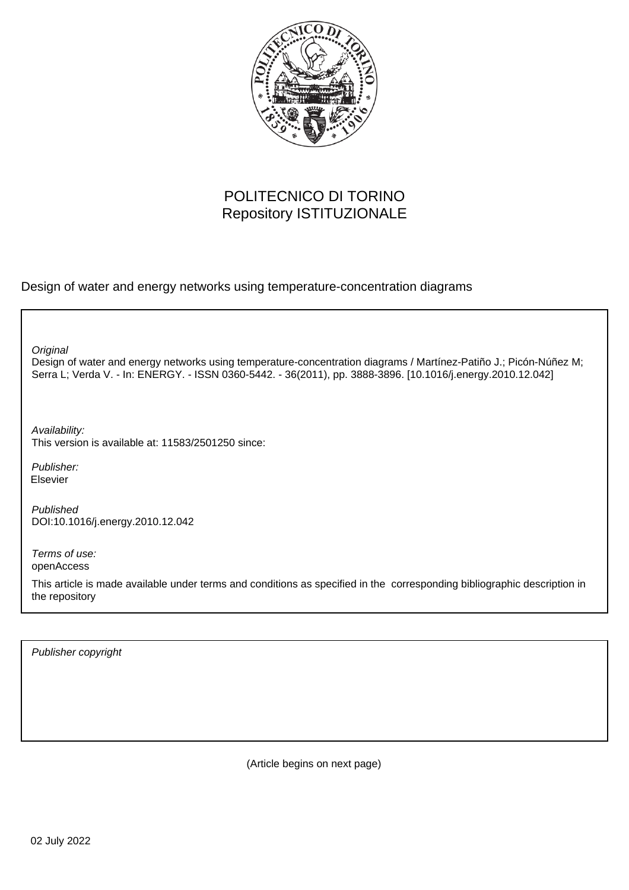POLITECNICO DI TORINO
Repository ISTITUZIONALE

Design of water and energy networks using temperature-concentration diagrams

*Original*
Design of water and energy networks using temperature-concentration diagrams / Martínez-Patiño J.; Picón-Núñez M; Serra L; Verda V. - In: ENERGY. - ISSN 0360-5442. - 36(2011), pp. 3888-3896. [10.1016/j.energy.2010.12.042]

*Availability:*
This version is available at: 11583/2501250 since:

*Publisher:*
Elsevier

*Published*
DOI:10.1016/j.energy.2010.12.042

*Terms of use:*
openAccess

This article is made available under terms and conditions as specified in the corresponding bibliographic description in the repository

*Publisher copyright*

(Article begins on next page)

02 July 2022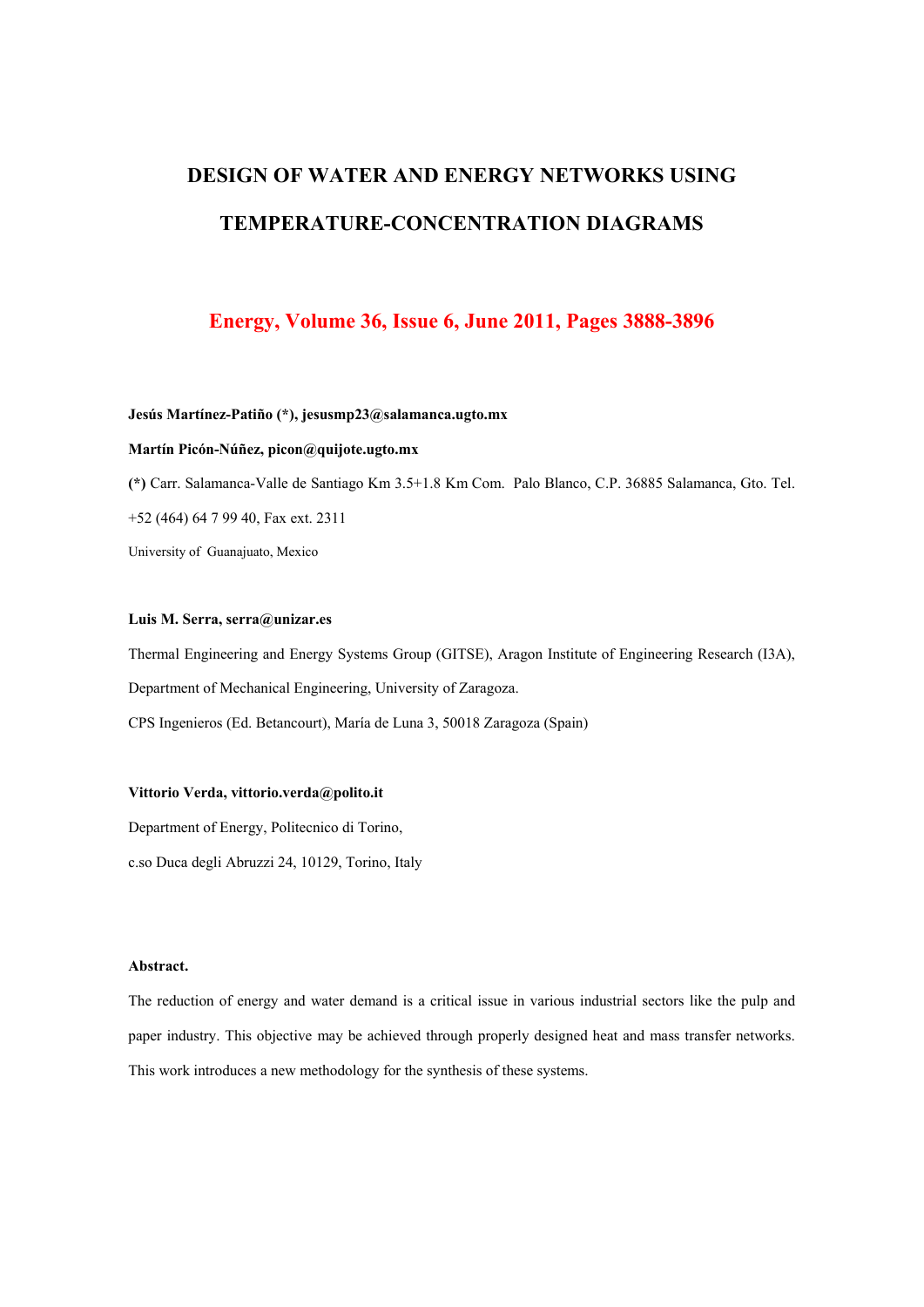# DESIGN OF WATER AND ENERGY NETWORKS USING TEMPERATURE-CONCENTRATION DIAGRAMS

**Energy, Volume 36, Issue 6, June 2011, Pages 3888-3896**

**Jesús Martínez-Patiño (\*), jesusmp23@salamanca.ugto.mx**

**Martín Picón-Núñez, picon@quijote.ugto.mx**

**(\*)** Carr. Salamanca-Valle de Santiago Km 3.5+1.8 Km Com. Palo Blanco, C.P. 36885 Salamanca, Gto. Tel. +52 (464) 64 7 99 40, Fax ext. 2311

University of Guanajuato, Mexico

**Luis M. Serra, serra@unizar.es**

Thermal Engineering and Energy Systems Group (GITSE), Aragon Institute of Engineering Research (I3A), Department of Mechanical Engineering, University of Zaragoza.

CPS Ingenieros (Ed. Betancourt), María de Luna 3, 50018 Zaragoza (Spain)

**Vittorio Verda, vittorio.verda@polito.it**

Department of Energy, Politecnico di Torino,

c.so Duca degli Abruzzi 24, 10129, Torino, Italy

**Abstract.**

The reduction of energy and water demand is a critical issue in various industrial sectors like the pulp and paper industry. This objective may be achieved through properly designed heat and mass transfer networks. This work introduces a new methodology for the synthesis of these systems.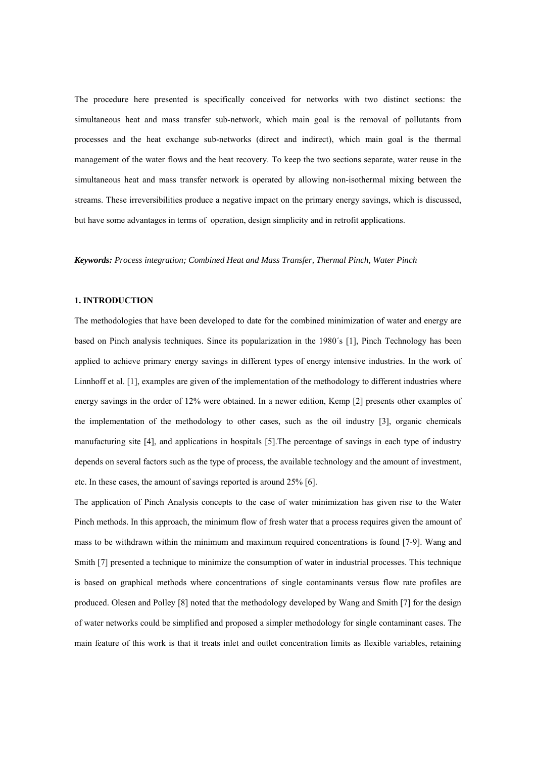The procedure here presented is specifically conceived for networks with two distinct sections: the simultaneous heat and mass transfer sub-network, which main goal is the removal of pollutants from processes and the heat exchange sub-networks (direct and indirect), which main goal is the thermal management of the water flows and the heat recovery. To keep the two sections separate, water reuse in the simultaneous heat and mass transfer network is operated by allowing non-isothermal mixing between the streams. These irreversibilities produce a negative impact on the primary energy savings, which is discussed, but have some advantages in terms of operation, design simplicity and in retrofit applications.

***Keywords:*** *Process integration; Combined Heat and Mass Transfer, Thermal Pinch, Water Pinch*

## 1. INTRODUCTION

The methodologies that have been developed to date for the combined minimization of water and energy are based on Pinch analysis techniques. Since its popularization in the 1980´s [1], Pinch Technology has been applied to achieve primary energy savings in different types of energy intensive industries. In the work of Linnhoff et al. [1], examples are given of the implementation of the methodology to different industries where energy savings in the order of 12% were obtained. In a newer edition, Kemp [2] presents other examples of the implementation of the methodology to other cases, such as the oil industry [3], organic chemicals manufacturing site [4], and applications in hospitals [5].The percentage of savings in each type of industry depends on several factors such as the type of process, the available technology and the amount of investment, etc. In these cases, the amount of savings reported is around 25% [6].

The application of Pinch Analysis concepts to the case of water minimization has given rise to the Water Pinch methods. In this approach, the minimum flow of fresh water that a process requires given the amount of mass to be withdrawn within the minimum and maximum required concentrations is found [7-9]. Wang and Smith [7] presented a technique to minimize the consumption of water in industrial processes. This technique is based on graphical methods where concentrations of single contaminants versus flow rate profiles are produced. Olesen and Polley [8] noted that the methodology developed by Wang and Smith [7] for the design of water networks could be simplified and proposed a simpler methodology for single contaminant cases. The main feature of this work is that it treats inlet and outlet concentration limits as flexible variables, retaining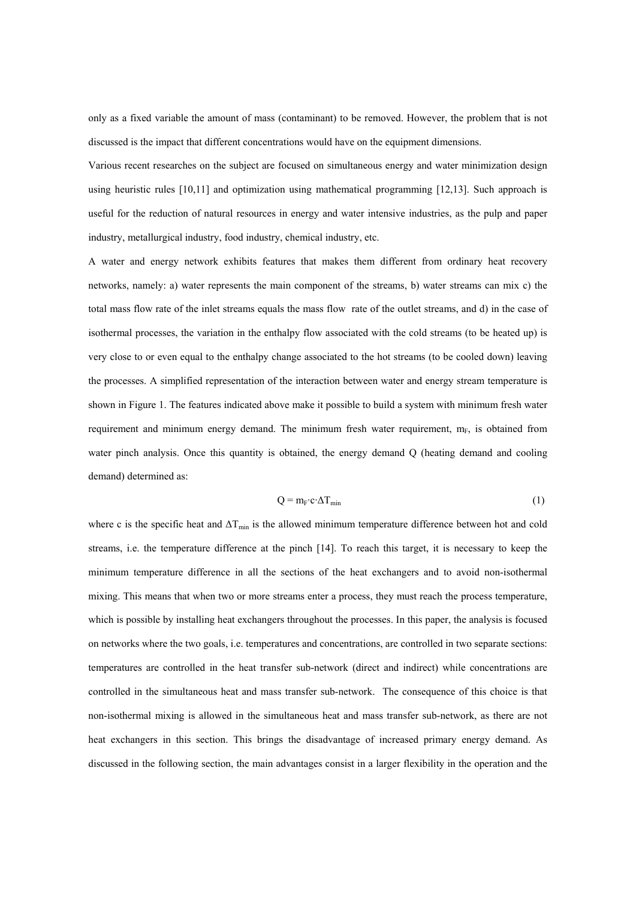only as a fixed variable the amount of mass (contaminant) to be removed. However, the problem that is not discussed is the impact that different concentrations would have on the equipment dimensions.

Various recent researches on the subject are focused on simultaneous energy and water minimization design using heuristic rules [10,11] and optimization using mathematical programming [12,13]. Such approach is useful for the reduction of natural resources in energy and water intensive industries, as the pulp and paper industry, metallurgical industry, food industry, chemical industry, etc.

A water and energy network exhibits features that makes them different from ordinary heat recovery networks, namely: a) water represents the main component of the streams, b) water streams can mix c) the total mass flow rate of the inlet streams equals the mass flow rate of the outlet streams, and d) in the case of isothermal processes, the variation in the enthalpy flow associated with the cold streams (to be heated up) is very close to or even equal to the enthalpy change associated to the hot streams (to be cooled down) leaving the processes. A simplified representation of the interaction between water and energy stream temperature is shown in Figure 1. The features indicated above make it possible to build a system with minimum fresh water requirement and minimum energy demand. The minimum fresh water requirement, $m_F$, is obtained from water pinch analysis. Once this quantity is obtained, the energy demand Q (heating demand and cooling demand) determined as:

$$Q = m_F \cdot c \cdot \Delta T_{min} \tag{1}$$

where c is the specific heat and $\Delta T_{min}$ is the allowed minimum temperature difference between hot and cold streams, i.e. the temperature difference at the pinch [14]. To reach this target, it is necessary to keep the minimum temperature difference in all the sections of the heat exchangers and to avoid non-isothermal mixing. This means that when two or more streams enter a process, they must reach the process temperature, which is possible by installing heat exchangers throughout the processes. In this paper, the analysis is focused on networks where the two goals, i.e. temperatures and concentrations, are controlled in two separate sections: temperatures are controlled in the heat transfer sub-network (direct and indirect) while concentrations are controlled in the simultaneous heat and mass transfer sub-network. The consequence of this choice is that non-isothermal mixing is allowed in the simultaneous heat and mass transfer sub-network, as there are not heat exchangers in this section. This brings the disadvantage of increased primary energy demand. As discussed in the following section, the main advantages consist in a larger flexibility in the operation and the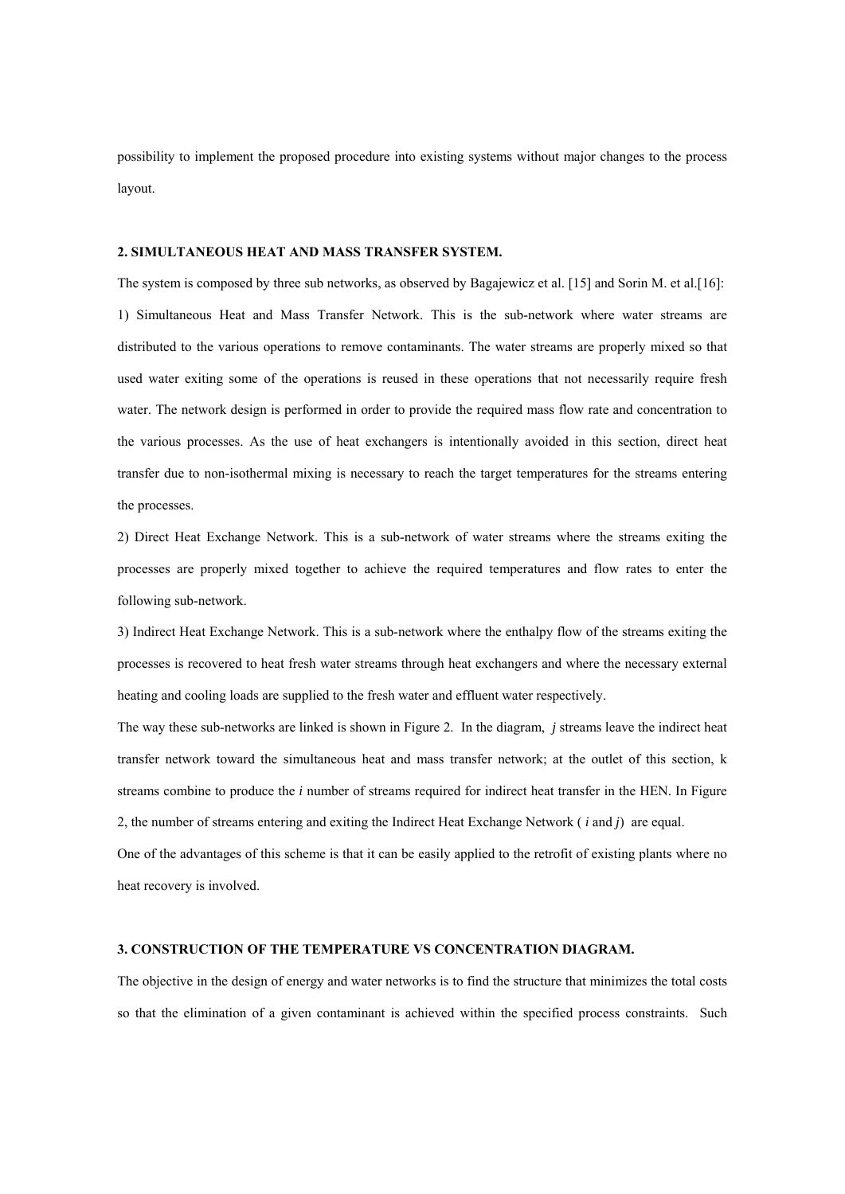possibility to implement the proposed procedure into existing systems without major changes to the process layout.

## 2. SIMULTANEOUS HEAT AND MASS TRANSFER SYSTEM.

The system is composed by three sub networks, as observed by Bagajewicz et al. [15] and Sorin M. et al.[16]:

1) Simultaneous Heat and Mass Transfer Network. This is the sub-network where water streams are distributed to the various operations to remove contaminants. The water streams are properly mixed so that used water exiting some of the operations is reused in these operations that not necessarily require fresh water. The network design is performed in order to provide the required mass flow rate and concentration to the various processes. As the use of heat exchangers is intentionally avoided in this section, direct heat transfer due to non-isothermal mixing is necessary to reach the target temperatures for the streams entering the processes.

2) Direct Heat Exchange Network. This is a sub-network of water streams where the streams exiting the processes are properly mixed together to achieve the required temperatures and flow rates to enter the following sub-network.

3) Indirect Heat Exchange Network. This is a sub-network where the enthalpy flow of the streams exiting the processes is recovered to heat fresh water streams through heat exchangers and where the necessary external heating and cooling loads are supplied to the fresh water and effluent water respectively.

The way these sub-networks are linked is shown in Figure 2. In the diagram, $j$ streams leave the indirect heat transfer network toward the simultaneous heat and mass transfer network; at the outlet of this section, k streams combine to produce the $i$ number of streams required for indirect heat transfer in the HEN. In Figure 2, the number of streams entering and exiting the Indirect Heat Exchange Network ( $i$ and $j$) are equal.

One of the advantages of this scheme is that it can be easily applied to the retrofit of existing plants where no heat recovery is involved.

## 3. CONSTRUCTION OF THE TEMPERATURE VS CONCENTRATION DIAGRAM.

The objective in the design of energy and water networks is to find the structure that minimizes the total costs so that the elimination of a given contaminant is achieved within the specified process constraints. Such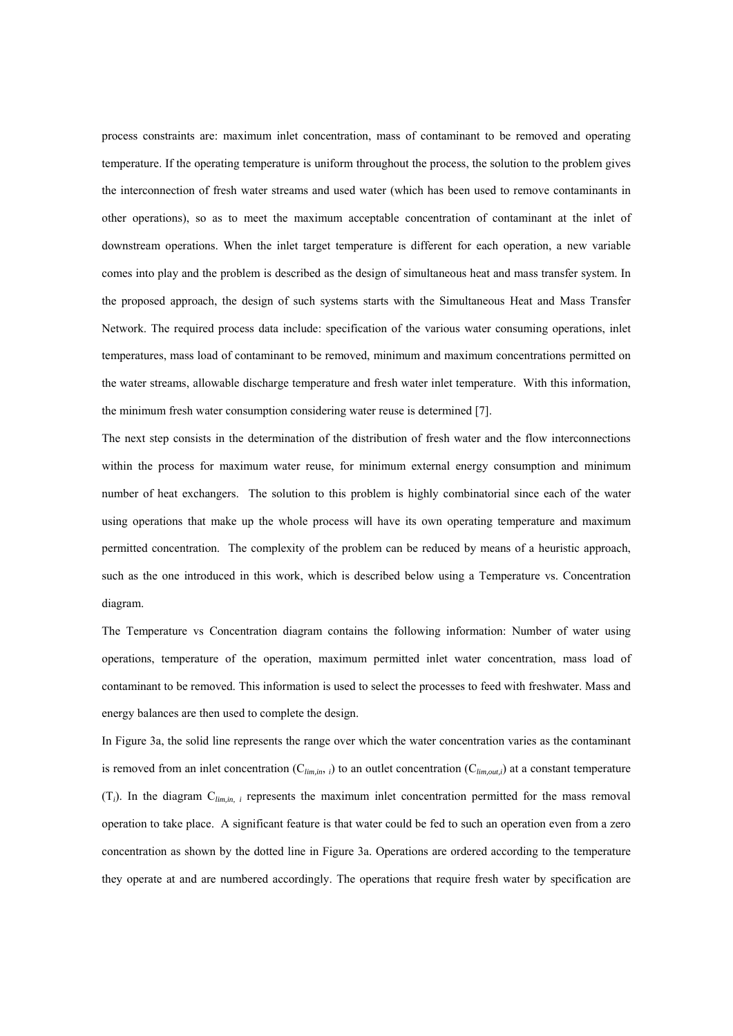process constraints are: maximum inlet concentration, mass of contaminant to be removed and operating temperature. If the operating temperature is uniform throughout the process, the solution to the problem gives the interconnection of fresh water streams and used water (which has been used to remove contaminants in other operations), so as to meet the maximum acceptable concentration of contaminant at the inlet of downstream operations. When the inlet target temperature is different for each operation, a new variable comes into play and the problem is described as the design of simultaneous heat and mass transfer system. In the proposed approach, the design of such systems starts with the Simultaneous Heat and Mass Transfer Network. The required process data include: specification of the various water consuming operations, inlet temperatures, mass load of contaminant to be removed, minimum and maximum concentrations permitted on the water streams, allowable discharge temperature and fresh water inlet temperature. With this information, the minimum fresh water consumption considering water reuse is determined [7].

The next step consists in the determination of the distribution of fresh water and the flow interconnections within the process for maximum water reuse, for minimum external energy consumption and minimum number of heat exchangers. The solution to this problem is highly combinatorial since each of the water using operations that make up the whole process will have its own operating temperature and maximum permitted concentration. The complexity of the problem can be reduced by means of a heuristic approach, such as the one introduced in this work, which is described below using a Temperature vs. Concentration diagram.

The Temperature vs Concentration diagram contains the following information: Number of water using operations, temperature of the operation, maximum permitted inlet water concentration, mass load of contaminant to be removed. This information is used to select the processes to feed with freshwater. Mass and energy balances are then used to complete the design.

In Figure 3a, the solid line represents the range over which the water concentration varies as the contaminant is removed from an inlet concentration ($C_{lim,in,\,i}$) to an outlet concentration ($C_{lim,out,i}$) at a constant temperature ($T_i$). In the diagram $C_{lim,in,\,i}$ represents the maximum inlet concentration permitted for the mass removal operation to take place. A significant feature is that water could be fed to such an operation even from a zero concentration as shown by the dotted line in Figure 3a. Operations are ordered according to the temperature they operate at and are numbered accordingly. The operations that require fresh water by specification are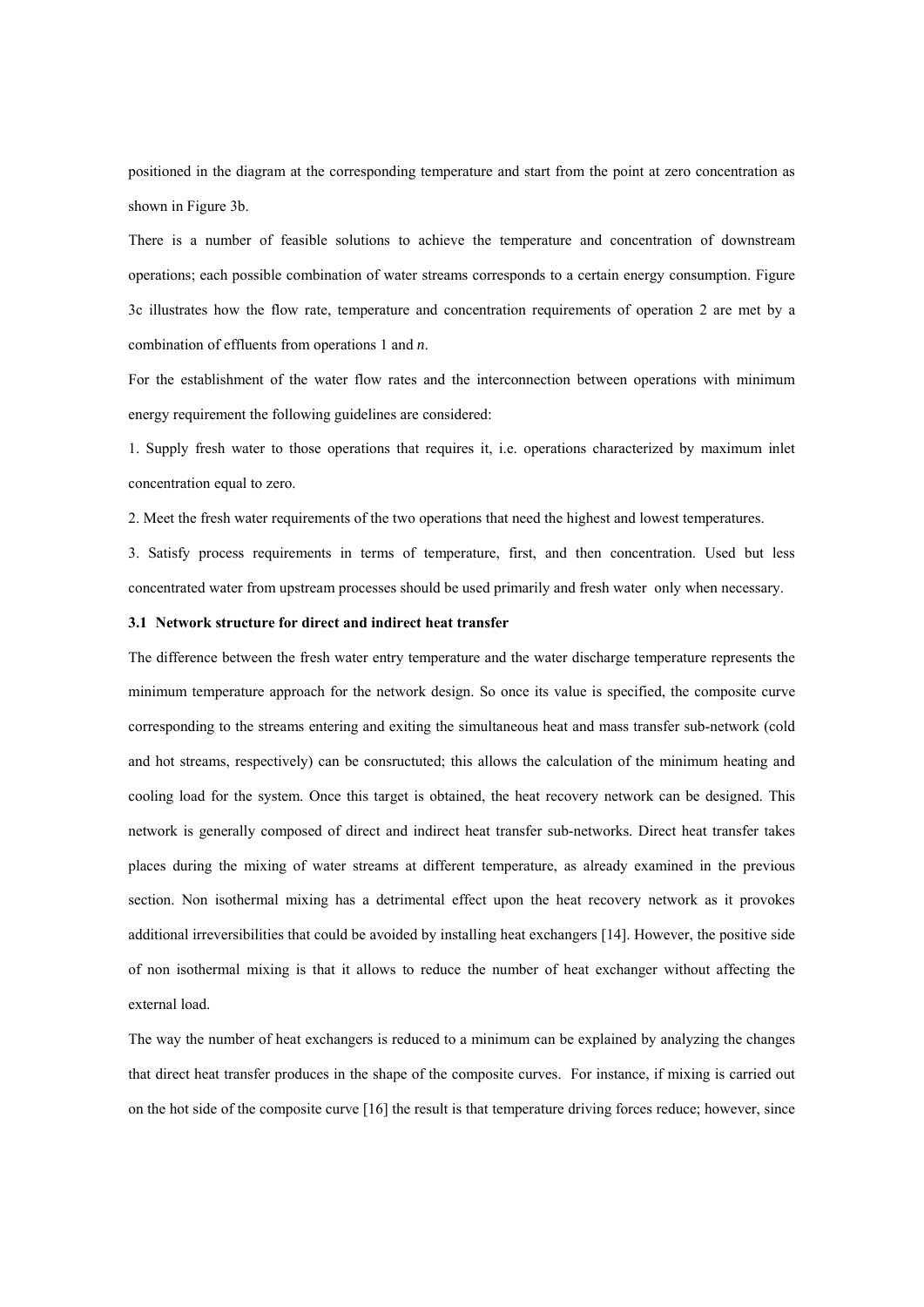positioned in the diagram at the corresponding temperature and start from the point at zero concentration as shown in Figure 3b.

There is a number of feasible solutions to achieve the temperature and concentration of downstream operations; each possible combination of water streams corresponds to a certain energy consumption. Figure 3c illustrates how the flow rate, temperature and concentration requirements of operation 2 are met by a combination of effluents from operations 1 and *n*.

For the establishment of the water flow rates and the interconnection between operations with minimum energy requirement the following guidelines are considered:

1. Supply fresh water to those operations that requires it, i.e. operations characterized by maximum inlet concentration equal to zero.

2. Meet the fresh water requirements of the two operations that need the highest and lowest temperatures.

3. Satisfy process requirements in terms of temperature, first, and then concentration. Used but less concentrated water from upstream processes should be used primarily and fresh water only when necessary.

### 3.1 Network structure for direct and indirect heat transfer

The difference between the fresh water entry temperature and the water discharge temperature represents the minimum temperature approach for the network design. So once its value is specified, the composite curve corresponding to the streams entering and exiting the simultaneous heat and mass transfer sub-network (cold and hot streams, respectively) can be consructuted; this allows the calculation of the minimum heating and cooling load for the system. Once this target is obtained, the heat recovery network can be designed. This network is generally composed of direct and indirect heat transfer sub-networks. Direct heat transfer takes places during the mixing of water streams at different temperature, as already examined in the previous section. Non isothermal mixing has a detrimental effect upon the heat recovery network as it provokes additional irreversibilities that could be avoided by installing heat exchangers [14]. However, the positive side of non isothermal mixing is that it allows to reduce the number of heat exchanger without affecting the external load.

The way the number of heat exchangers is reduced to a minimum can be explained by analyzing the changes that direct heat transfer produces in the shape of the composite curves. For instance, if mixing is carried out on the hot side of the composite curve [16] the result is that temperature driving forces reduce; however, since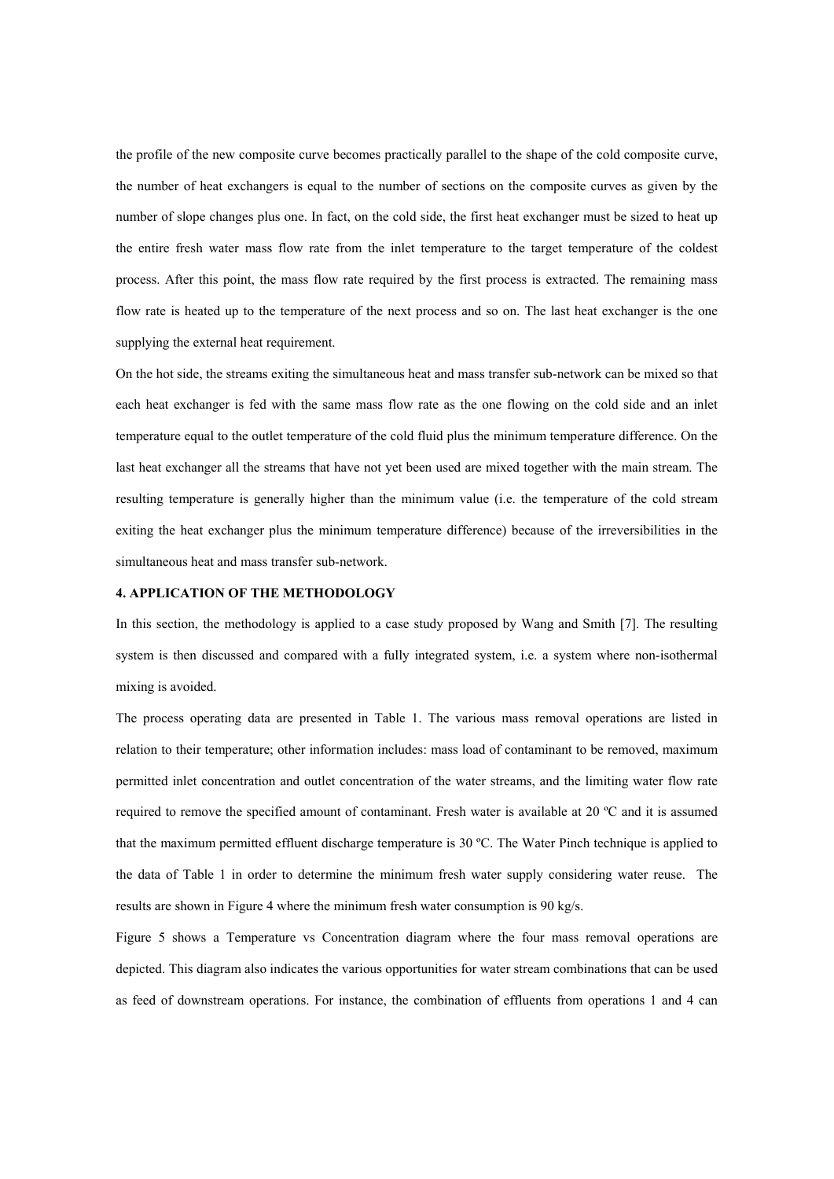the profile of the new composite curve becomes practically parallel to the shape of the cold composite curve, the number of heat exchangers is equal to the number of sections on the composite curves as given by the number of slope changes plus one. In fact, on the cold side, the first heat exchanger must be sized to heat up the entire fresh water mass flow rate from the inlet temperature to the target temperature of the coldest process. After this point, the mass flow rate required by the first process is extracted. The remaining mass flow rate is heated up to the temperature of the next process and so on. The last heat exchanger is the one supplying the external heat requirement.

On the hot side, the streams exiting the simultaneous heat and mass transfer sub-network can be mixed so that each heat exchanger is fed with the same mass flow rate as the one flowing on the cold side and an inlet temperature equal to the outlet temperature of the cold fluid plus the minimum temperature difference. On the last heat exchanger all the streams that have not yet been used are mixed together with the main stream. The resulting temperature is generally higher than the minimum value (i.e. the temperature of the cold stream exiting the heat exchanger plus the minimum temperature difference) because of the irreversibilities in the simultaneous heat and mass transfer sub-network.

## 4. APPLICATION OF THE METHODOLOGY

In this section, the methodology is applied to a case study proposed by Wang and Smith [7]. The resulting system is then discussed and compared with a fully integrated system, i.e. a system where non-isothermal mixing is avoided.

The process operating data are presented in Table 1. The various mass removal operations are listed in relation to their temperature; other information includes: mass load of contaminant to be removed, maximum permitted inlet concentration and outlet concentration of the water streams, and the limiting water flow rate required to remove the specified amount of contaminant. Fresh water is available at 20 ºC and it is assumed that the maximum permitted effluent discharge temperature is 30 ºC. The Water Pinch technique is applied to the data of Table 1 in order to determine the minimum fresh water supply considering water reuse. The results are shown in Figure 4 where the minimum fresh water consumption is 90 kg/s.

Figure 5 shows a Temperature vs Concentration diagram where the four mass removal operations are depicted. This diagram also indicates the various opportunities for water stream combinations that can be used as feed of downstream operations. For instance, the combination of effluents from operations 1 and 4 can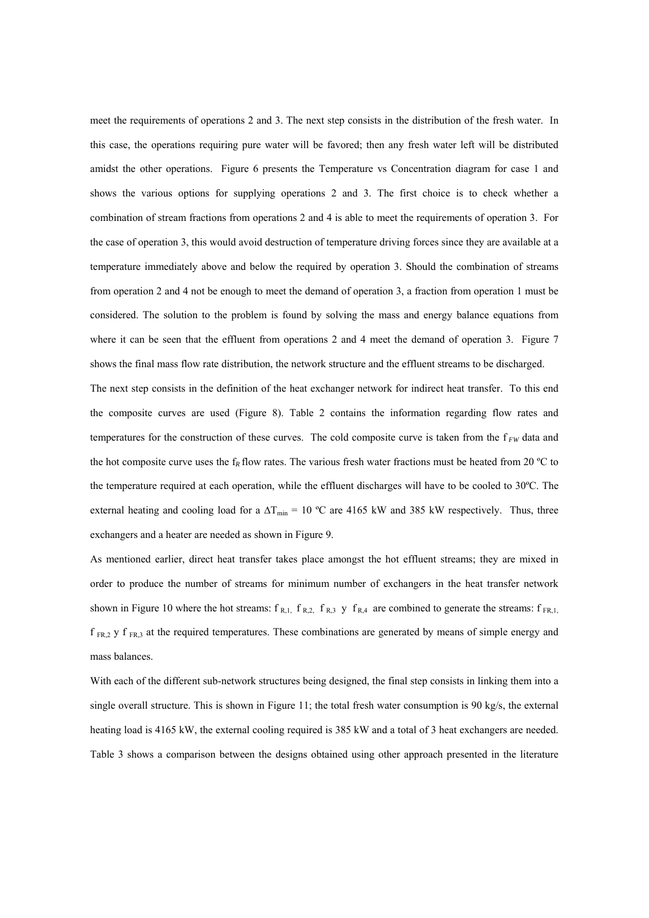meet the requirements of operations 2 and 3. The next step consists in the distribution of the fresh water. In this case, the operations requiring pure water will be favored; then any fresh water left will be distributed amidst the other operations. Figure 6 presents the Temperature vs Concentration diagram for case 1 and shows the various options for supplying operations 2 and 3. The first choice is to check whether a combination of stream fractions from operations 2 and 4 is able to meet the requirements of operation 3. For the case of operation 3, this would avoid destruction of temperature driving forces since they are available at a temperature immediately above and below the required by operation 3. Should the combination of streams from operation 2 and 4 not be enough to meet the demand of operation 3, a fraction from operation 1 must be considered. The solution to the problem is found by solving the mass and energy balance equations from where it can be seen that the effluent from operations 2 and 4 meet the demand of operation 3. Figure 7 shows the final mass flow rate distribution, the network structure and the effluent streams to be discharged.

The next step consists in the definition of the heat exchanger network for indirect heat transfer. To this end the composite curves are used (Figure 8). Table 2 contains the information regarding flow rates and temperatures for the construction of these curves. The cold composite curve is taken from the $f_{FW}$ data and the hot composite curve uses the $f_R$ flow rates. The various fresh water fractions must be heated from 20 ºC to the temperature required at each operation, while the effluent discharges will have to be cooled to 30ºC. The external heating and cooling load for a $\Delta T_{min}$ = 10 ºC are 4165 kW and 385 kW respectively. Thus, three exchangers and a heater are needed as shown in Figure 9.

As mentioned earlier, direct heat transfer takes place amongst the hot effluent streams; they are mixed in order to produce the number of streams for minimum number of exchangers in the heat transfer network shown in Figure 10 where the hot streams: $f_{R,1}$, $f_{R,2}$, $f_{R,3}$ y $f_{R,4}$ are combined to generate the streams: $f_{FR,1}$, $f_{FR,2}$ y $f_{FR,3}$ at the required temperatures. These combinations are generated by means of simple energy and mass balances.

With each of the different sub-network structures being designed, the final step consists in linking them into a single overall structure. This is shown in Figure 11; the total fresh water consumption is 90 kg/s, the external heating load is 4165 kW, the external cooling required is 385 kW and a total of 3 heat exchangers are needed. Table 3 shows a comparison between the designs obtained using other approach presented in the literature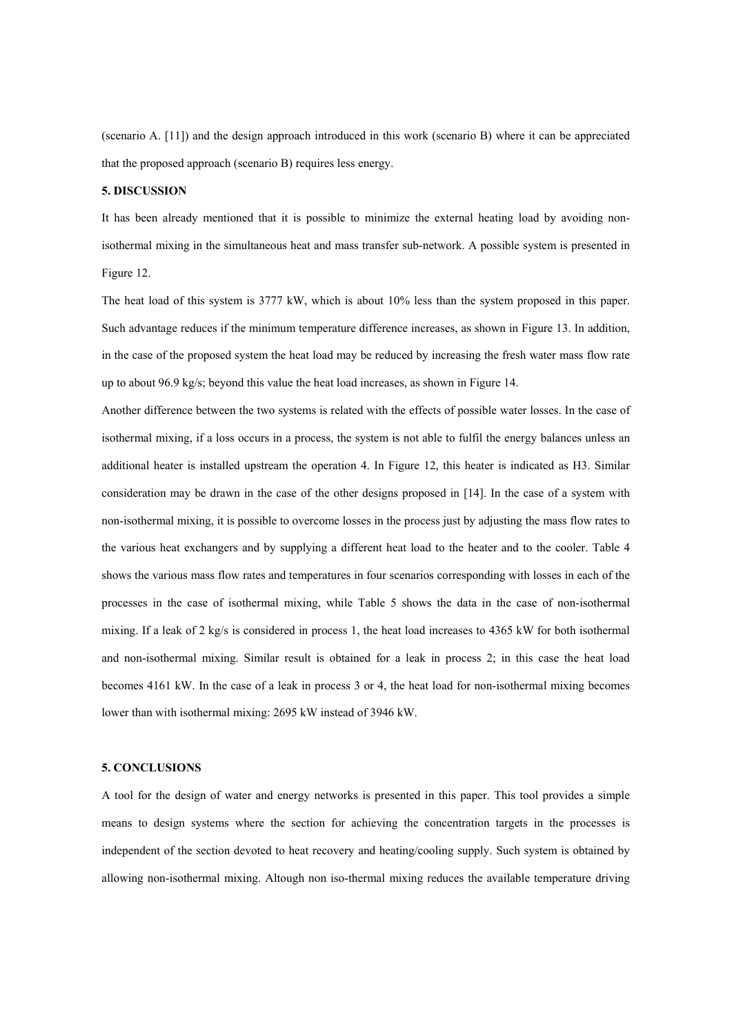(scenario A. [11]) and the design approach introduced in this work (scenario B) where it can be appreciated that the proposed approach (scenario B) requires less energy.

## 5. DISCUSSION

It has been already mentioned that it is possible to minimize the external heating load by avoiding non-isothermal mixing in the simultaneous heat and mass transfer sub-network. A possible system is presented in Figure 12.

The heat load of this system is 3777 kW, which is about 10% less than the system proposed in this paper. Such advantage reduces if the minimum temperature difference increases, as shown in Figure 13. In addition, in the case of the proposed system the heat load may be reduced by increasing the fresh water mass flow rate up to about 96.9 kg/s; beyond this value the heat load increases, as shown in Figure 14.

Another difference between the two systems is related with the effects of possible water losses. In the case of isothermal mixing, if a loss occurs in a process, the system is not able to fulfil the energy balances unless an additional heater is installed upstream the operation 4. In Figure 12, this heater is indicated as H3. Similar consideration may be drawn in the case of the other designs proposed in [14]. In the case of a system with non-isothermal mixing, it is possible to overcome losses in the process just by adjusting the mass flow rates to the various heat exchangers and by supplying a different heat load to the heater and to the cooler. Table 4 shows the various mass flow rates and temperatures in four scenarios corresponding with losses in each of the processes in the case of isothermal mixing, while Table 5 shows the data in the case of non-isothermal mixing. If a leak of 2 kg/s is considered in process 1, the heat load increases to 4365 kW for both isothermal and non-isothermal mixing. Similar result is obtained for a leak in process 2; in this case the heat load becomes 4161 kW. In the case of a leak in process 3 or 4, the heat load for non-isothermal mixing becomes lower than with isothermal mixing: 2695 kW instead of 3946 kW.

## 5. CONCLUSIONS

A tool for the design of water and energy networks is presented in this paper. This tool provides a simple means to design systems where the section for achieving the concentration targets in the processes is independent of the section devoted to heat recovery and heating/cooling supply. Such system is obtained by allowing non-isothermal mixing. Altough non iso-thermal mixing reduces the available temperature driving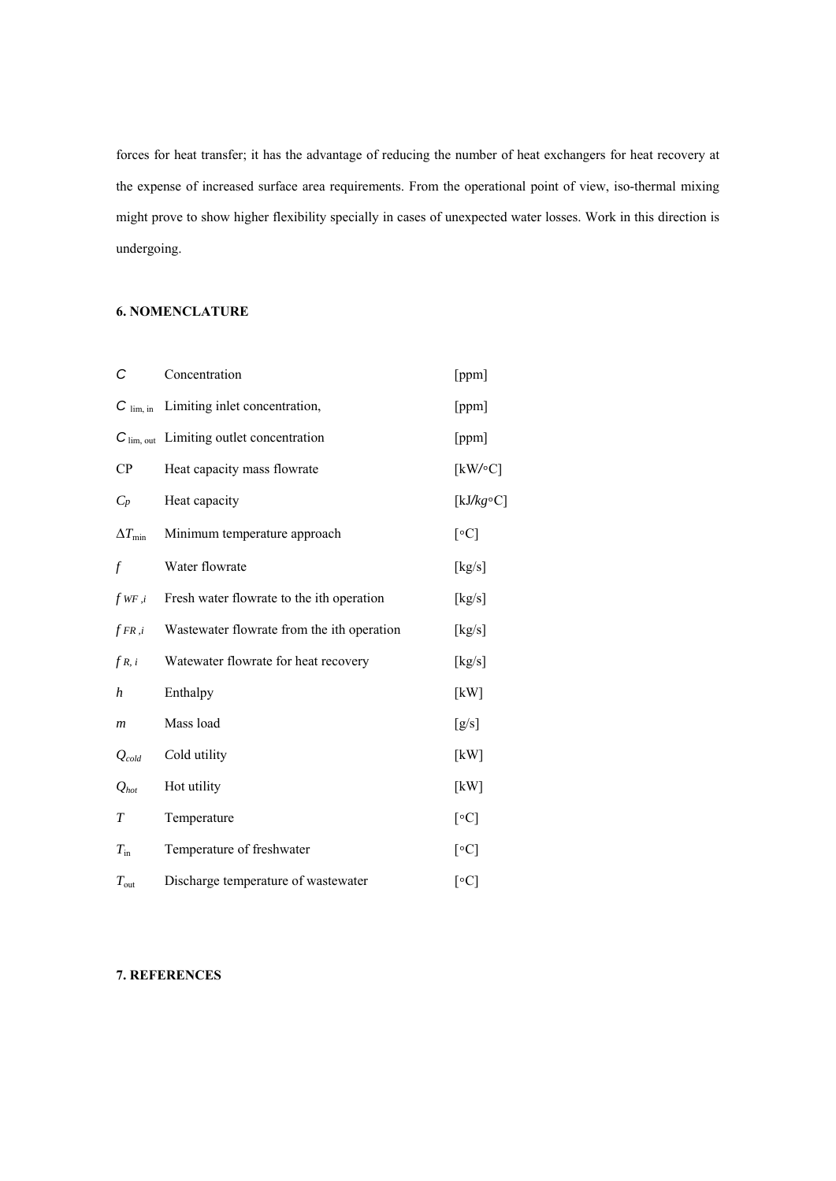forces for heat transfer; it has the advantage of reducing the number of heat exchangers for heat recovery at the expense of increased surface area requirements. From the operational point of view, iso-thermal mixing might prove to show higher flexibility specially in cases of unexpected water losses. Work in this direction is undergoing.

### 6. NOMENCLATURE

| | | |
|---|---|---|
| $C$ | Concentration | [ppm] |
| $C_{\text{lim, in}}$ | Limiting inlet concentration, | [ppm] |
| $C_{\text{lim, out}}$ | Limiting outlet concentration | [ppm] |
| CP | Heat capacity mass flowrate | [kW/◦C] |
| $C_p$ | Heat capacity | [kJ/*kg*◦C] |
| $\Delta T_{\min}$ | Minimum temperature approach | [◦C] |
| $f$ | Water flowrate | [kg/s] |
| $f_{WF,i}$ | Fresh water flowrate to the ith operation | [kg/s] |
| $f_{FR,i}$ | Wastewater flowrate from the ith operation | [kg/s] |
| $f_{R,i}$ | Watewater flowrate for heat recovery | [kg/s] |
| $h$ | Enthalpy | [kW] |
| $m$ | Mass load | [g/s] |
| $Q_{cold}$ | Cold utility | [kW] |
| $Q_{hot}$ | Hot utility | [kW] |
| $T$ | Temperature | [◦C] |
| $T_{\text{in}}$ | Temperature of freshwater | [◦C] |
| $T_{\text{out}}$ | Discharge temperature of wastewater | [◦C] |

### 7. REFERENCES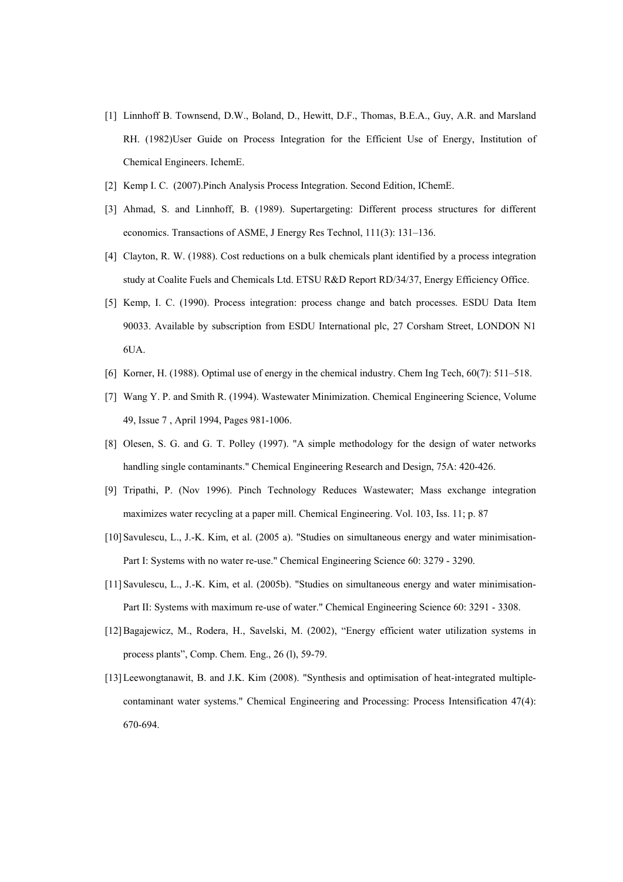[1] Linnhoff B. Townsend, D.W., Boland, D., Hewitt, D.F., Thomas, B.E.A., Guy, A.R. and Marsland RH. (1982)User Guide on Process Integration for the Efficient Use of Energy, Institution of Chemical Engineers. IchemE.

[2] Kemp I. C. (2007).Pinch Analysis Process Integration. Second Edition, IChemE.

[3] Ahmad, S. and Linnhoff, B. (1989). Supertargeting: Different process structures for different economics. Transactions of ASME, J Energy Res Technol, 111(3): 131–136.

[4] Clayton, R. W. (1988). Cost reductions on a bulk chemicals plant identified by a process integration study at Coalite Fuels and Chemicals Ltd. ETSU R&D Report RD/34/37, Energy Efficiency Office.

[5] Kemp, I. C. (1990). Process integration: process change and batch processes. ESDU Data Item 90033. Available by subscription from ESDU International plc, 27 Corsham Street, LONDON N1 6UA.

[6] Korner, H. (1988). Optimal use of energy in the chemical industry. Chem Ing Tech, 60(7): 511–518.

[7] Wang Y. P. and Smith R. (1994). Wastewater Minimization. Chemical Engineering Science, Volume 49, Issue 7 , April 1994, Pages 981-1006.

[8] Olesen, S. G. and G. T. Polley (1997). "A simple methodology for the design of water networks handling single contaminants." Chemical Engineering Research and Design, 75A: 420-426.

[9] Tripathi, P. (Nov 1996). Pinch Technology Reduces Wastewater; Mass exchange integration maximizes water recycling at a paper mill. Chemical Engineering. Vol. 103, Iss. 11; p. 87

[10] Savulescu, L., J.-K. Kim, et al. (2005 a). "Studies on simultaneous energy and water minimisation-Part I: Systems with no water re-use." Chemical Engineering Science 60: 3279 - 3290.

[11] Savulescu, L., J.-K. Kim, et al. (2005b). "Studies on simultaneous energy and water minimisation-Part II: Systems with maximum re-use of water." Chemical Engineering Science 60: 3291 - 3308.

[12] Bagajewicz, M., Rodera, H., Savelski, M. (2002), "Energy efficient water utilization systems in process plants", Comp. Chem. Eng., 26 (l), 59-79.

[13] Leewongtanawit, B. and J.K. Kim (2008). "Synthesis and optimisation of heat-integrated multiple-contaminant water systems." Chemical Engineering and Processing: Process Intensification 47(4): 670-694.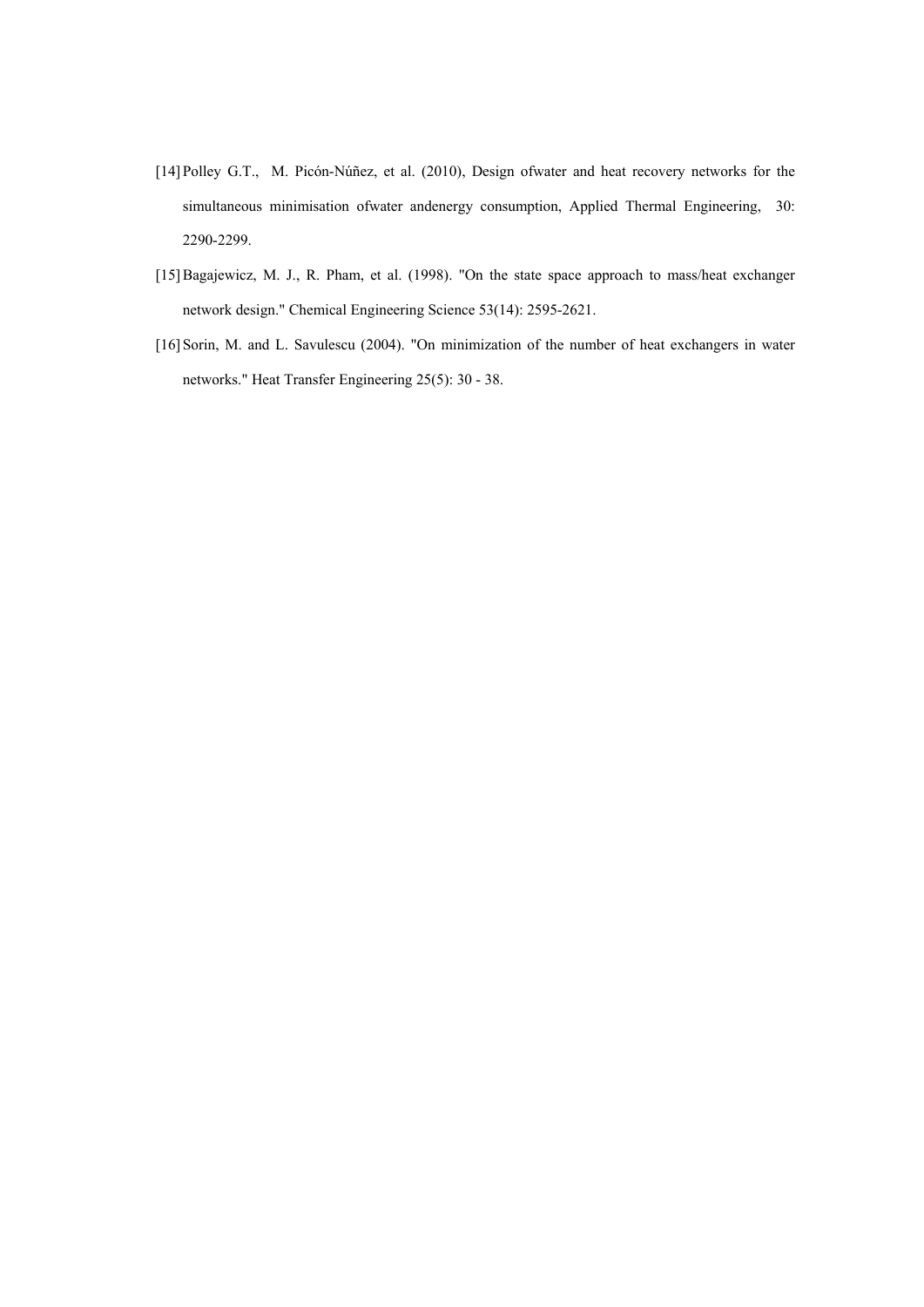[14] Polley G.T., M. Picón-Núñez, et al. (2010), Design ofwater and heat recovery networks for the simultaneous minimisation ofwater andenergy consumption, Applied Thermal Engineering, 30: 2290-2299.

[15] Bagajewicz, M. J., R. Pham, et al. (1998). "On the state space approach to mass/heat exchanger network design." Chemical Engineering Science 53(14): 2595-2621.

[16] Sorin, M. and L. Savulescu (2004). "On minimization of the number of heat exchangers in water networks." Heat Transfer Engineering 25(5): 30 - 38.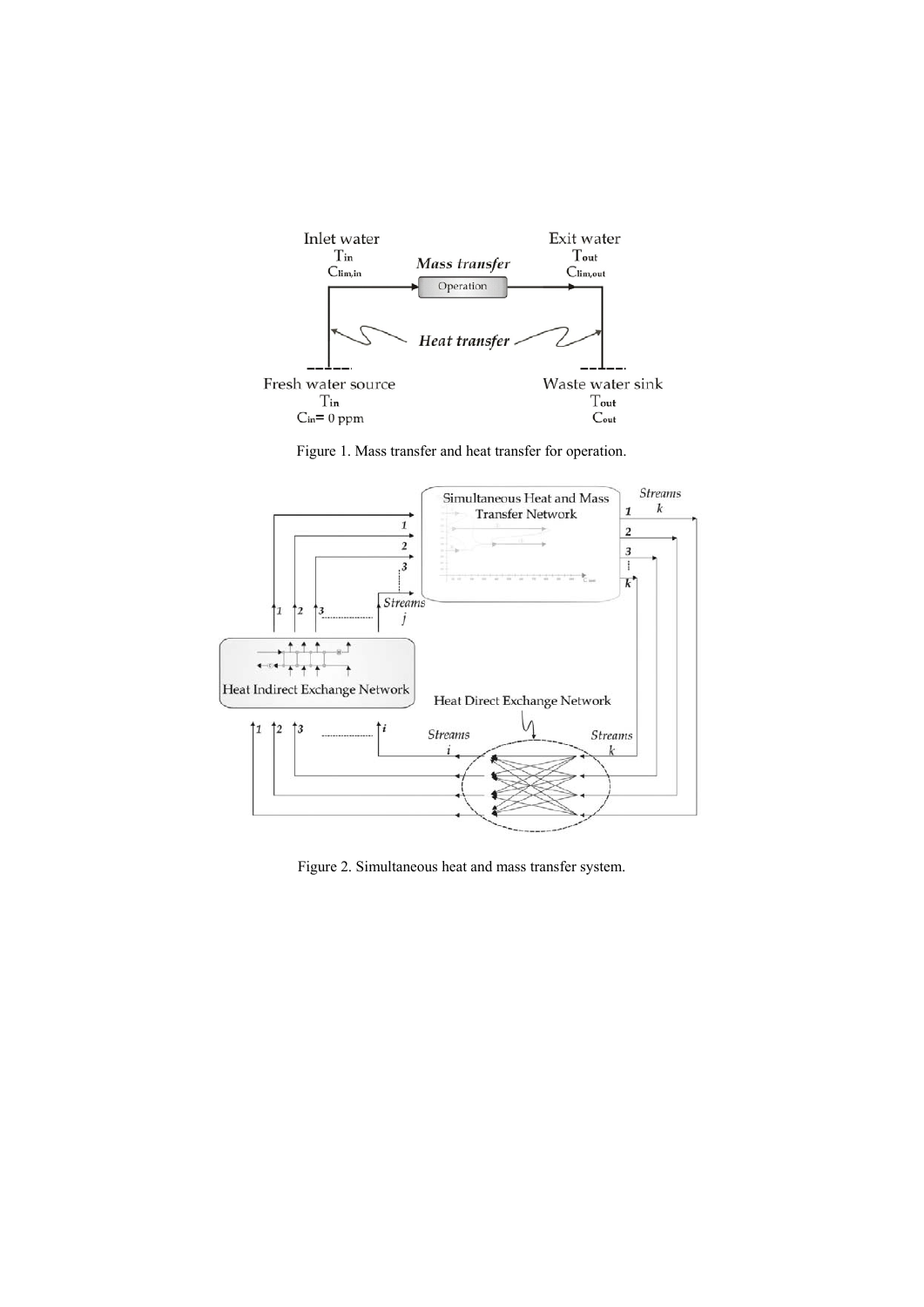Figure 1. Mass transfer and heat transfer for operation.

Figure 2. Simultaneous heat and mass transfer system.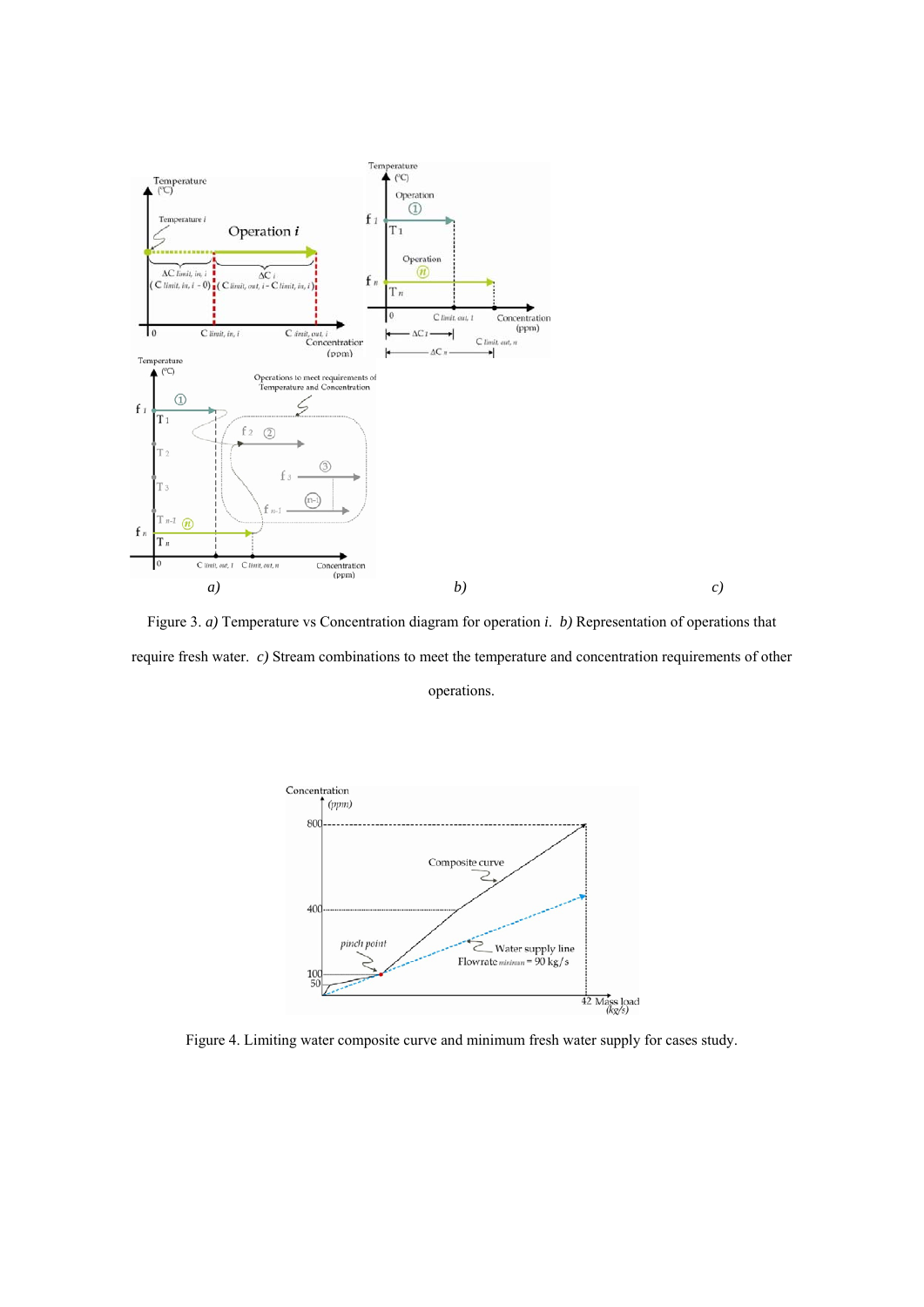Figure 3. *a)* Temperature vs Concentration diagram for operation *i*. *b)* Representation of operations that require fresh water. *c)* Stream combinations to meet the temperature and concentration requirements of other operations.

Figure 4. Limiting water composite curve and minimum fresh water supply for cases study.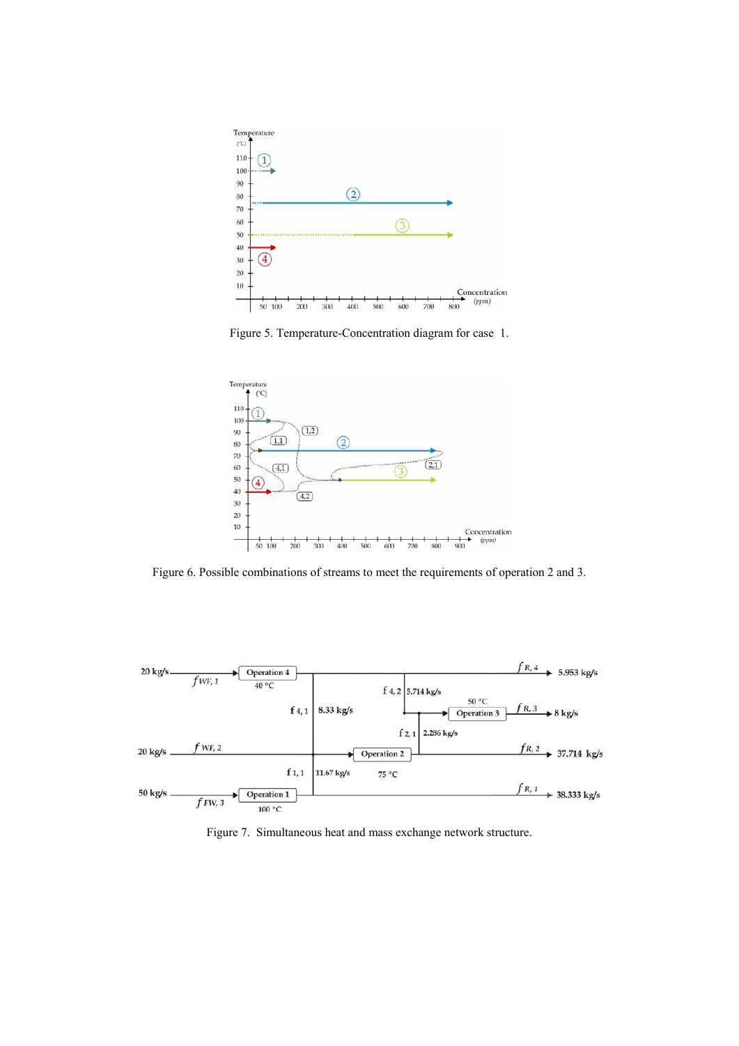Figure 5. Temperature-Concentration diagram for case 1.

Figure 6. Possible combinations of streams to meet the requirements of operation 2 and 3.

Figure 7. Simultaneous heat and mass exchange network structure.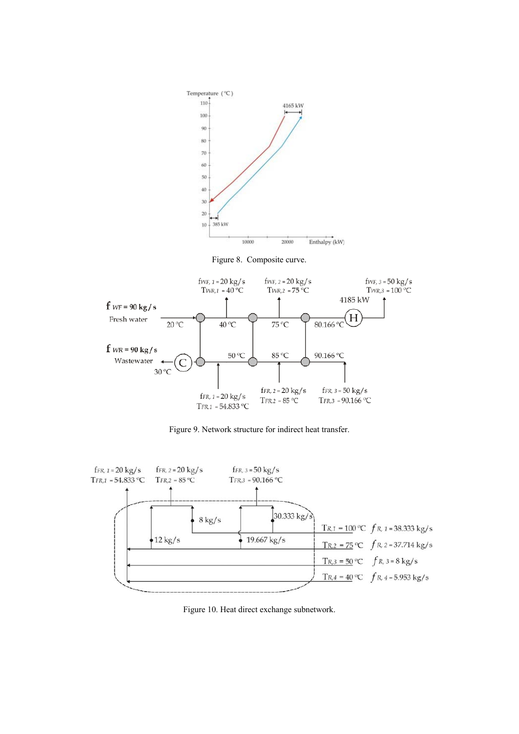Figure 8. Composite curve.

Figure 9. Network structure for indirect heat transfer.

Figure 10. Heat direct exchange subnetwork.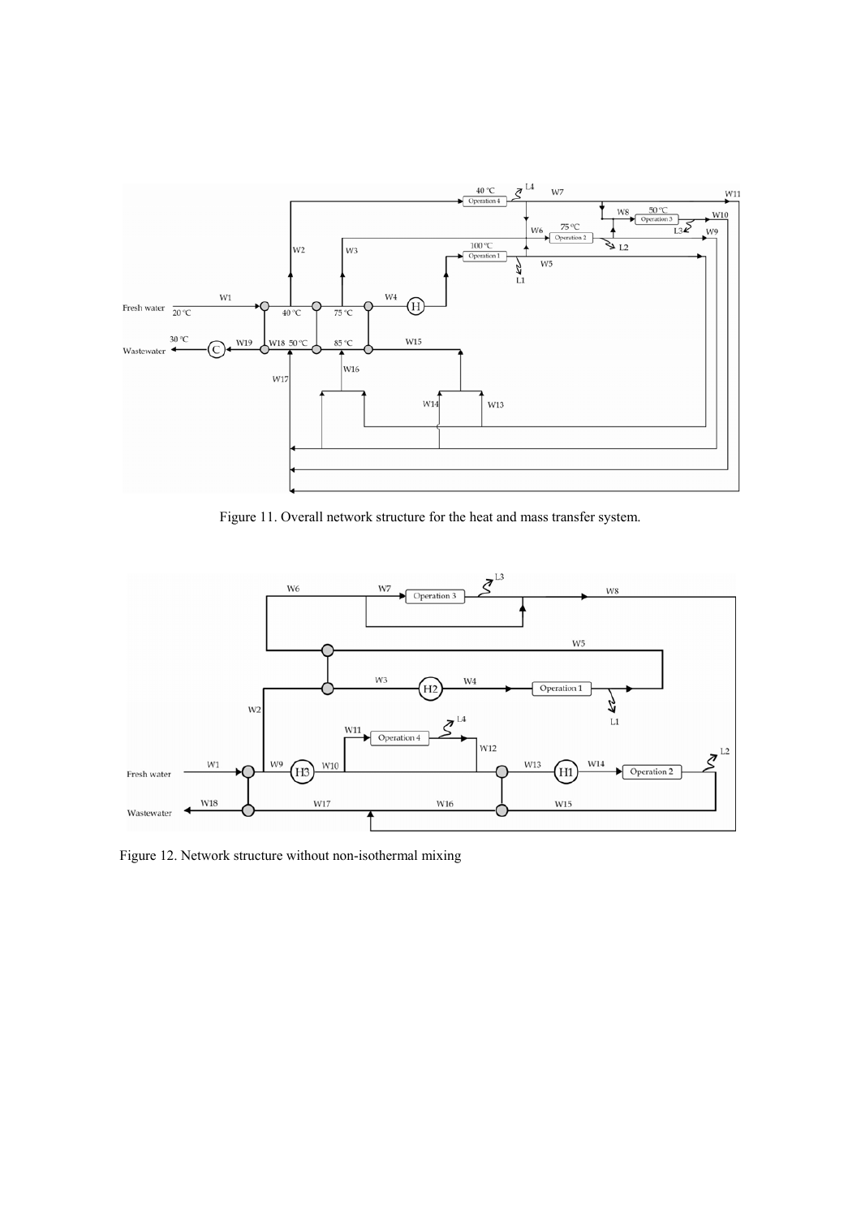Figure 11. Overall network structure for the heat and mass transfer system.

Figure 12. Network structure without non-isothermal mixing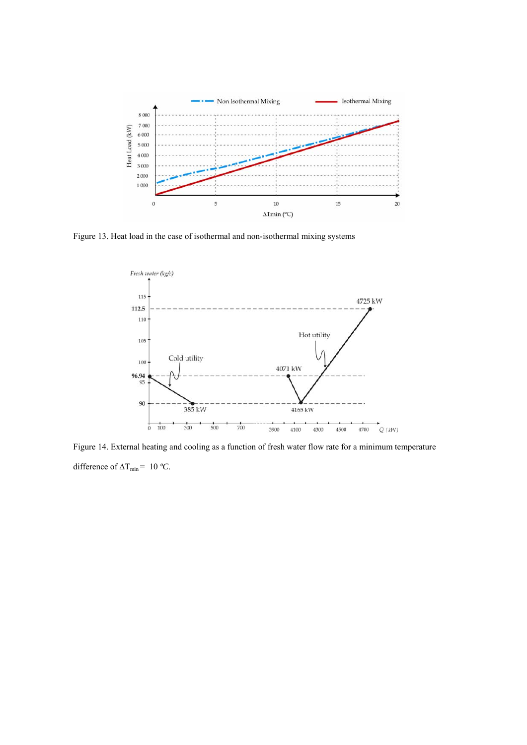Figure 13. Heat load in the case of isothermal and non-isothermal mixing systems

Figure 14. External heating and cooling as a function of fresh water flow rate for a minimum temperature difference of $\Delta T_{min} = 10$ ºC.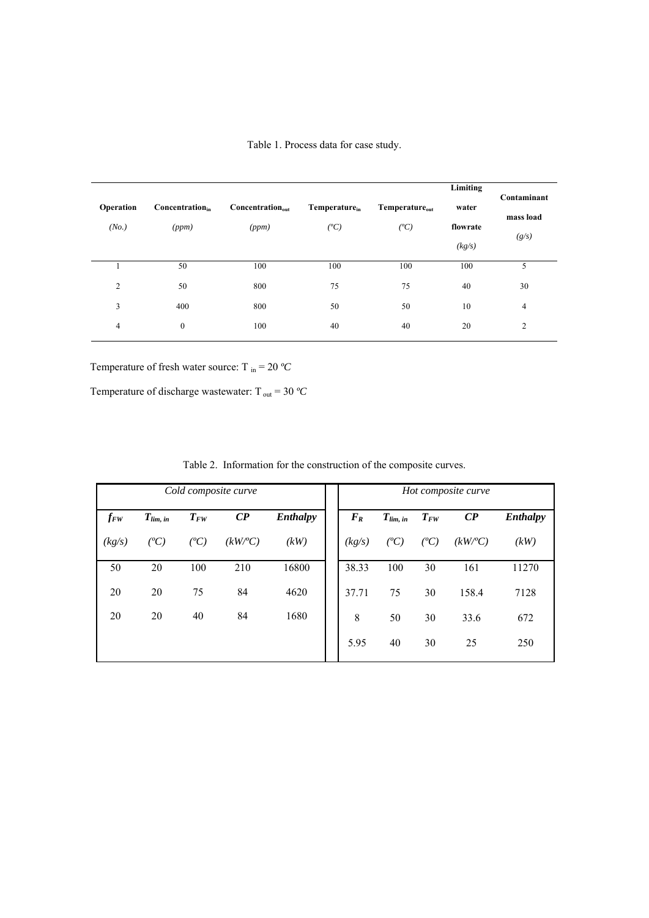Table 1. Process data for case study.

| Operation (No.) | $Concentration_{in}$ (ppm) | $Concentration_{out}$ (ppm) | $Temperature_{in}$ (ºC) | $Temperature_{out}$ (ºC) | Limiting water flowrate (kg/s) | Contaminant mass load (g/s) |
|---|---|---|---|---|---|---|
| 1 | 50 | 100 | 100 | 100 | 100 | 5 |
| 2 | 50 | 800 | 75 | 75 | 40 | 30 |
| 3 | 400 | 800 | 50 | 50 | 10 | 4 |
| 4 | 0 | 100 | 40 | 40 | 20 | 2 |

Temperature of fresh water source: $T_{in}$ = 20 ºC

Temperature of discharge wastewater: $T_{out}$ = 30 ºC

Table 2. Information for the construction of the composite curves.

| *Cold composite curve* | | | | | *Hot composite curve* | | | | |
|---|---|---|---|---|---|---|---|---|---|
| $f_{FW}$ (kg/s) | $T_{lim,\,in}$ (ºC) | $T_{FW}$ (ºC) | ***CP*** (kW/ºC) | ***Enthalpy*** (kW) | $F_R$ (kg/s) | $T_{lim,\,in}$ (ºC) | $T_{FW}$ (ºC) | ***CP*** (kW/ºC) | ***Enthalpy*** (kW) |
| 50 | 20 | 100 | 210 | 16800 | 38.33 | 100 | 30 | 161 | 11270 |
| 20 | 20 | 75 | 84 | 4620 | 37.71 | 75 | 30 | 158.4 | 7128 |
| 20 | 20 | 40 | 84 | 1680 | 8 | 50 | 30 | 33.6 | 672 |
| | | | | | 5.95 | 40 | 30 | 25 | 250 |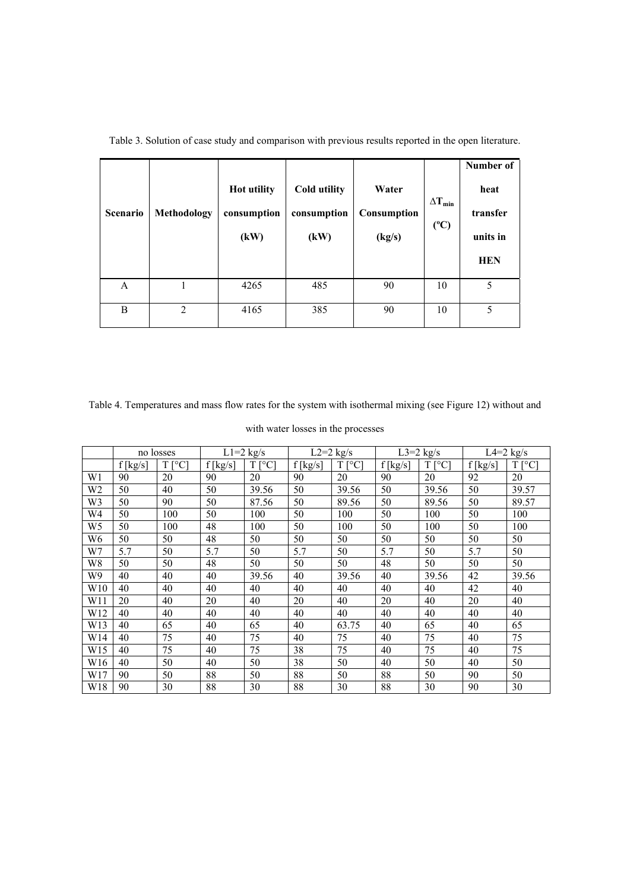Table 3. Solution of case study and comparison with previous results reported in the open literature.

| Scenario | Methodology | Hot utility consumption (kW) | Cold utility consumption (kW) | Water Consumption (kg/s) | $\Delta T_{min}$ (ºC) | Number of heat transfer units in HEN |
|---|---|---|---|---|---|---|
| A | 1 | 4265 | 485 | 90 | 10 | 5 |
| B | 2 | 4165 | 385 | 90 | 10 | 5 |

Table 4. Temperatures and mass flow rates for the system with isothermal mixing (see Figure 12) without and with water losses in the processes

| | no losses | | L1=2 kg/s | | L2=2 kg/s | | L3=2 kg/s | | L4=2 kg/s | |
|---|---|---|---|---|---|---|---|---|---|---|
| | f [kg/s] | T [°C] | f [kg/s] | T [°C] | f [kg/s] | T [°C] | f [kg/s] | T [°C] | f [kg/s] | T [°C] |
| W1 | 90 | 20 | 90 | 20 | 90 | 20 | 90 | 20 | 92 | 20 |
| W2 | 50 | 40 | 50 | 39.56 | 50 | 39.56 | 50 | 39.56 | 50 | 39.57 |
| W3 | 50 | 90 | 50 | 87.56 | 50 | 89.56 | 50 | 89.56 | 50 | 89.57 |
| W4 | 50 | 100 | 50 | 100 | 50 | 100 | 50 | 100 | 50 | 100 |
| W5 | 50 | 100 | 48 | 100 | 50 | 100 | 50 | 100 | 50 | 100 |
| W6 | 50 | 50 | 48 | 50 | 50 | 50 | 50 | 50 | 50 | 50 |
| W7 | 5.7 | 50 | 5.7 | 50 | 5.7 | 50 | 5.7 | 50 | 5.7 | 50 |
| W8 | 50 | 50 | 48 | 50 | 50 | 50 | 48 | 50 | 50 | 50 |
| W9 | 40 | 40 | 40 | 39.56 | 40 | 39.56 | 40 | 39.56 | 42 | 39.56 |
| W10 | 40 | 40 | 40 | 40 | 40 | 40 | 40 | 40 | 42 | 40 |
| W11 | 20 | 40 | 20 | 40 | 20 | 40 | 20 | 40 | 20 | 40 |
| W12 | 40 | 40 | 40 | 40 | 40 | 40 | 40 | 40 | 40 | 40 |
| W13 | 40 | 65 | 40 | 65 | 40 | 63.75 | 40 | 65 | 40 | 65 |
| W14 | 40 | 75 | 40 | 75 | 40 | 75 | 40 | 75 | 40 | 75 |
| W15 | 40 | 75 | 40 | 75 | 38 | 75 | 40 | 75 | 40 | 75 |
| W16 | 40 | 50 | 40 | 50 | 38 | 50 | 40 | 50 | 40 | 50 |
| W17 | 90 | 50 | 88 | 50 | 88 | 50 | 88 | 50 | 90 | 50 |
| W18 | 90 | 30 | 88 | 30 | 88 | 30 | 88 | 30 | 90 | 30 |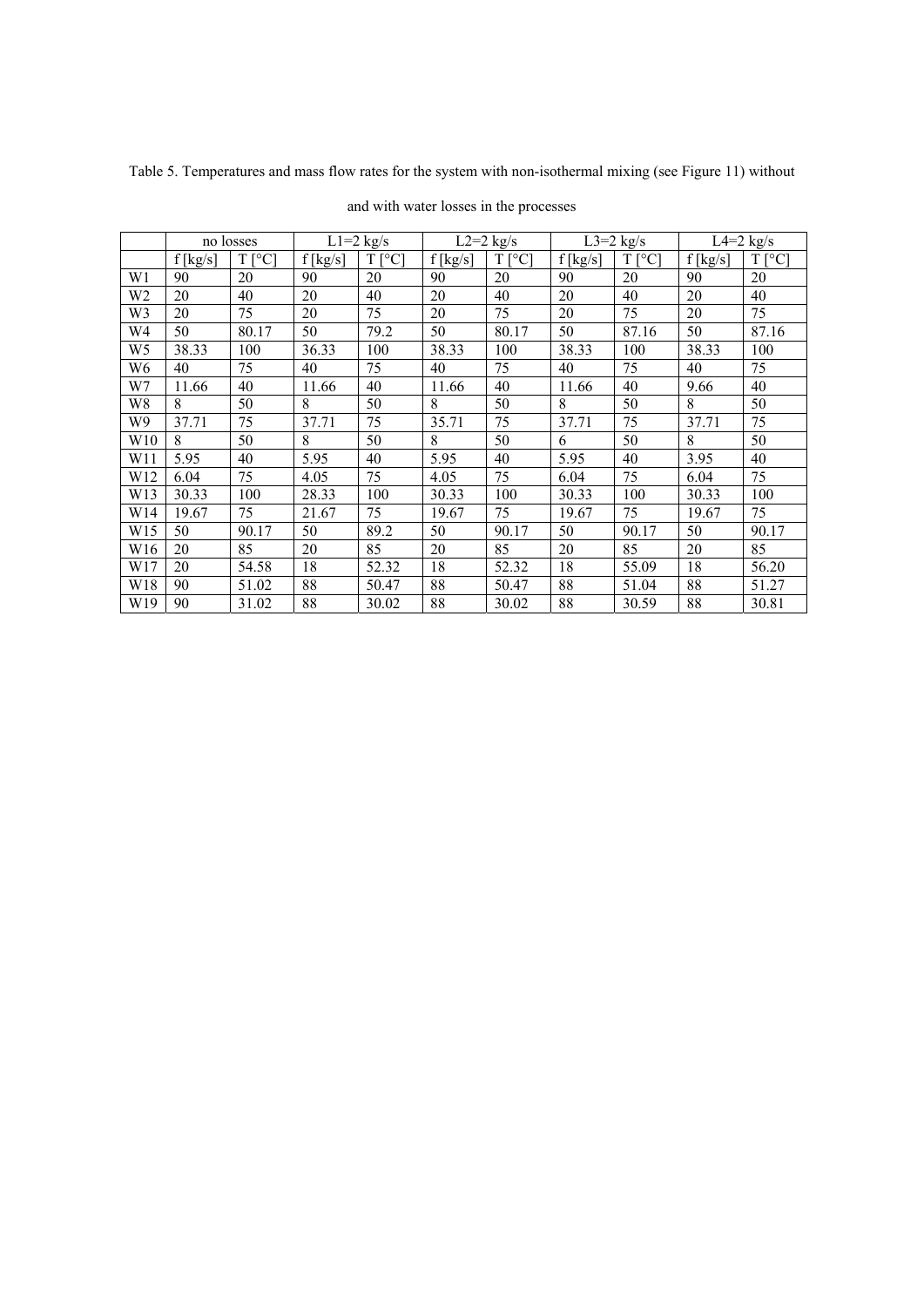Table 5. Temperatures and mass flow rates for the system with non-isothermal mixing (see Figure 11) without and with water losses in the processes

| | no losses | | L1=2 kg/s | | L2=2 kg/s | | L3=2 kg/s | | L4=2 kg/s | |
|---|---|---|---|---|---|---|---|---|---|---|
| | f [kg/s] | T [°C] | f [kg/s] | T [°C] | f [kg/s] | T [°C] | f [kg/s] | T [°C] | f [kg/s] | T [°C] |
| W1 | 90 | 20 | 90 | 20 | 90 | 20 | 90 | 20 | 90 | 20 |
| W2 | 20 | 40 | 20 | 40 | 20 | 40 | 20 | 40 | 20 | 40 |
| W3 | 20 | 75 | 20 | 75 | 20 | 75 | 20 | 75 | 20 | 75 |
| W4 | 50 | 80.17 | 50 | 79.2 | 50 | 80.17 | 50 | 87.16 | 50 | 87.16 |
| W5 | 38.33 | 100 | 36.33 | 100 | 38.33 | 100 | 38.33 | 100 | 38.33 | 100 |
| W6 | 40 | 75 | 40 | 75 | 40 | 75 | 40 | 75 | 40 | 75 |
| W7 | 11.66 | 40 | 11.66 | 40 | 11.66 | 40 | 11.66 | 40 | 9.66 | 40 |
| W8 | 8 | 50 | 8 | 50 | 8 | 50 | 8 | 50 | 8 | 50 |
| W9 | 37.71 | 75 | 37.71 | 75 | 35.71 | 75 | 37.71 | 75 | 37.71 | 75 |
| W10 | 8 | 50 | 8 | 50 | 8 | 50 | 6 | 50 | 8 | 50 |
| W11 | 5.95 | 40 | 5.95 | 40 | 5.95 | 40 | 5.95 | 40 | 3.95 | 40 |
| W12 | 6.04 | 75 | 4.05 | 75 | 4.05 | 75 | 6.04 | 75 | 6.04 | 75 |
| W13 | 30.33 | 100 | 28.33 | 100 | 30.33 | 100 | 30.33 | 100 | 30.33 | 100 |
| W14 | 19.67 | 75 | 21.67 | 75 | 19.67 | 75 | 19.67 | 75 | 19.67 | 75 |
| W15 | 50 | 90.17 | 50 | 89.2 | 50 | 90.17 | 50 | 90.17 | 50 | 90.17 |
| W16 | 20 | 85 | 20 | 85 | 20 | 85 | 20 | 85 | 20 | 85 |
| W17 | 20 | 54.58 | 18 | 52.32 | 18 | 52.32 | 18 | 55.09 | 18 | 56.20 |
| W18 | 90 | 51.02 | 88 | 50.47 | 88 | 50.47 | 88 | 51.04 | 88 | 51.27 |
| W19 | 90 | 31.02 | 88 | 30.02 | 88 | 30.02 | 88 | 30.59 | 88 | 30.81 |